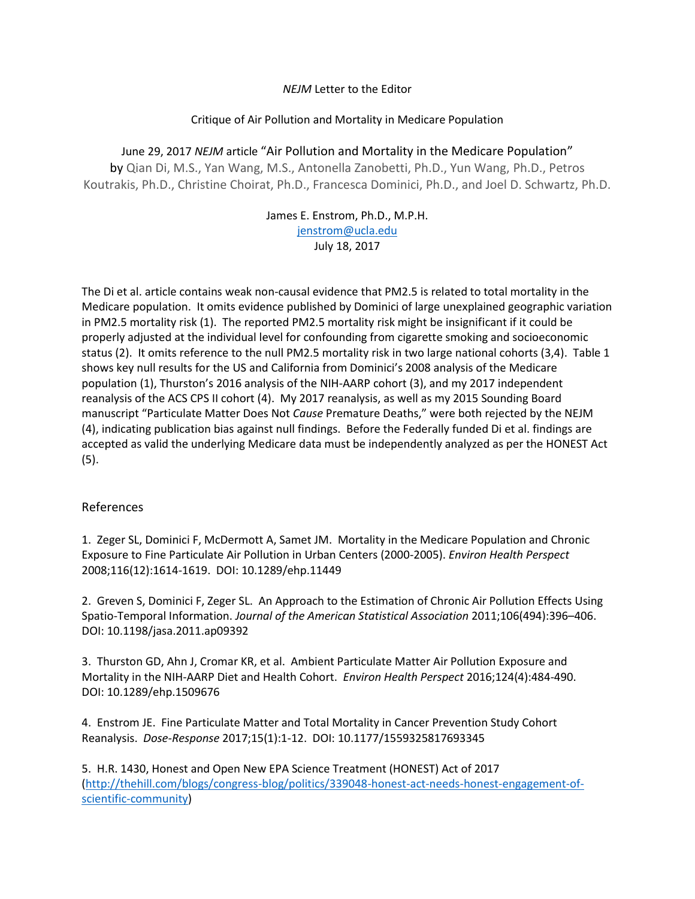*NEJM* Letter to the Editor

Critique of Air Pollution and Mortality in Medicare Population

June 29, 2017 *NEJM* article "Air Pollution and Mortality in the Medicare Population" by Qian Di, M.S., Yan Wang, M.S., Antonella Zanobetti, Ph.D., Yun Wang, Ph.D., Petros Koutrakis, Ph.D., Christine Choirat, Ph.D., Francesca Dominici, Ph.D., and Joel D. Schwartz, Ph.D.

James E. Enstrom, Ph.D., M.P.H.
jenstrom@ucla.edu
July 18, 2017

The Di et al. article contains weak non-causal evidence that PM2.5 is related to total mortality in the Medicare population. It omits evidence published by Dominici of large unexplained geographic variation in PM2.5 mortality risk (1). The reported PM2.5 mortality risk might be insignificant if it could be properly adjusted at the individual level for confounding from cigarette smoking and socioeconomic status (2). It omits reference to the null PM2.5 mortality risk in two large national cohorts (3,4). Table 1 shows key null results for the US and California from Dominici's 2008 analysis of the Medicare population (1), Thurston's 2016 analysis of the NIH-AARP cohort (3), and my 2017 independent reanalysis of the ACS CPS II cohort (4). My 2017 reanalysis, as well as my 2015 Sounding Board manuscript "Particulate Matter Does Not *Cause* Premature Deaths," were both rejected by the NEJM (4), indicating publication bias against null findings. Before the Federally funded Di et al. findings are accepted as valid the underlying Medicare data must be independently analyzed as per the HONEST Act (5).

## References

1. Zeger SL, Dominici F, McDermott A, Samet JM. Mortality in the Medicare Population and Chronic Exposure to Fine Particulate Air Pollution in Urban Centers (2000-2005). *Environ Health Perspect* 2008;116(12):1614-1619. DOI: 10.1289/ehp.11449

2. Greven S, Dominici F, Zeger SL. An Approach to the Estimation of Chronic Air Pollution Effects Using Spatio-Temporal Information. *Journal of the American Statistical Association* 2011;106(494):396–406. DOI: 10.1198/jasa.2011.ap09392

3. Thurston GD, Ahn J, Cromar KR, et al. Ambient Particulate Matter Air Pollution Exposure and Mortality in the NIH-AARP Diet and Health Cohort. *Environ Health Perspect* 2016;124(4):484-490. DOI: 10.1289/ehp.1509676

4. Enstrom JE. Fine Particulate Matter and Total Mortality in Cancer Prevention Study Cohort Reanalysis. *Dose-Response* 2017;15(1):1-12. DOI: 10.1177/1559325817693345

5. H.R. 1430, Honest and Open New EPA Science Treatment (HONEST) Act of 2017 (http://thehill.com/blogs/congress-blog/politics/339048-honest-act-needs-honest-engagement-of-scientific-community)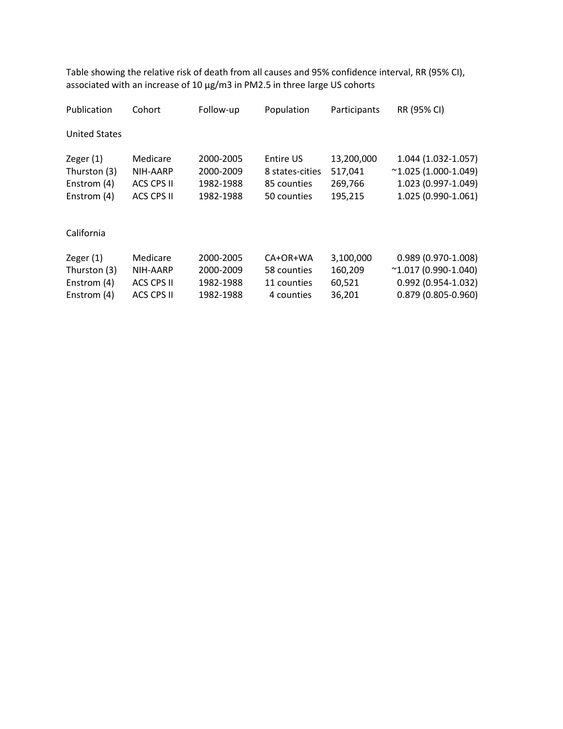Table showing the relative risk of death from all causes and 95% confidence interval, RR (95% CI), associated with an increase of 10 μg/m3 in PM2.5 in three large US cohorts

| Publication | Cohort | Follow-up | Population | Participants | RR (95% CI) |
|---|---|---|---|---|---|
| United States | | | | | |
| Zeger (1) | Medicare | 2000-2005 | Entire US | 13,200,000 | 1.044 (1.032-1.057) |
| Thurston (3) | NIH-AARP | 2000-2009 | 8 states-cities | 517,041 | ~1.025 (1.000-1.049) |
| Enstrom (4) | ACS CPS II | 1982-1988 | 85 counties | 269,766 | 1.023 (0.997-1.049) |
| Enstrom (4) | ACS CPS II | 1982-1988 | 50 counties | 195,215 | 1.025 (0.990-1.061) |
| California | | | | | |
| Zeger (1) | Medicare | 2000-2005 | CA+OR+WA | 3,100,000 | 0.989 (0.970-1.008) |
| Thurston (3) | NIH-AARP | 2000-2009 | 58 counties | 160,209 | ~1.017 (0.990-1.040) |
| Enstrom (4) | ACS CPS II | 1982-1988 | 11 counties | 60,521 | 0.992 (0.954-1.032) |
| Enstrom (4) | ACS CPS II | 1982-1988 | 4 counties | 36,201 | 0.879 (0.805-0.960) |